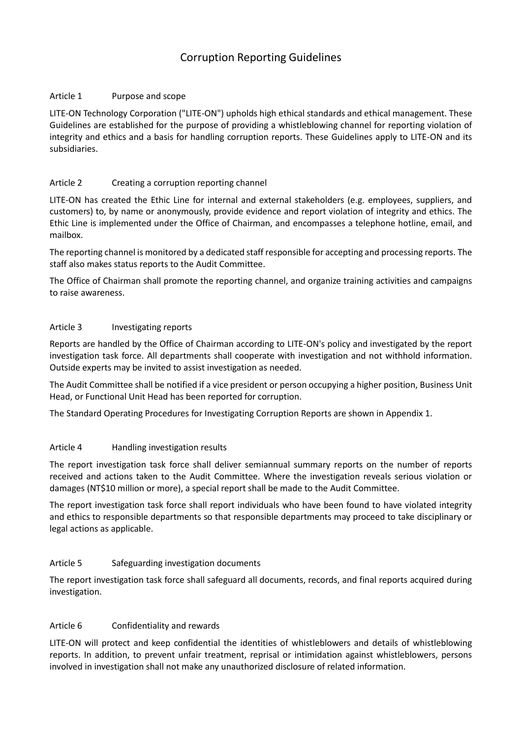# Corruption Reporting Guidelines

## Article 1 Purpose and scope

LITE-ON Technology Corporation ("LITE-ON") upholds high ethical standards and ethical management. These Guidelines are established for the purpose of providing a whistleblowing channel for reporting violation of integrity and ethics and a basis for handling corruption reports. These Guidelines apply to LITE-ON and its subsidiaries.

## Article 2 Creating a corruption reporting channel

LITE-ON has created the Ethic Line for internal and external stakeholders (e.g. employees, suppliers, and customers) to, by name or anonymously, provide evidence and report violation of integrity and ethics. The Ethic Line is implemented under the Office of Chairman, and encompasses a telephone hotline, email, and mailbox.

The reporting channel is monitored by a dedicated staff responsible for accepting and processing reports. The staff also makes status reports to the Audit Committee.

The Office of Chairman shall promote the reporting channel, and organize training activities and campaigns to raise awareness.

## Article 3 Investigating reports

Reports are handled by the Office of Chairman according to LITE-ON's policy and investigated by the report investigation task force. All departments shall cooperate with investigation and not withhold information. Outside experts may be invited to assist investigation as needed.

The Audit Committee shall be notified if a vice president or person occupying a higher position, Business Unit Head, or Functional Unit Head has been reported for corruption.

The Standard Operating Procedures for Investigating Corruption Reports are shown in Appendix 1.

## Article 4 Handling investigation results

The report investigation task force shall deliver semiannual summary reports on the number of reports received and actions taken to the Audit Committee. Where the investigation reveals serious violation or damages (NT$10 million or more), a special report shall be made to the Audit Committee.

The report investigation task force shall report individuals who have been found to have violated integrity and ethics to responsible departments so that responsible departments may proceed to take disciplinary or legal actions as applicable.

## Article 5 Safeguarding investigation documents

The report investigation task force shall safeguard all documents, records, and final reports acquired during investigation.

## Article 6 Confidentiality and rewards

LITE-ON will protect and keep confidential the identities of whistleblowers and details of whistleblowing reports. In addition, to prevent unfair treatment, reprisal or intimidation against whistleblowers, persons involved in investigation shall not make any unauthorized disclosure of related information.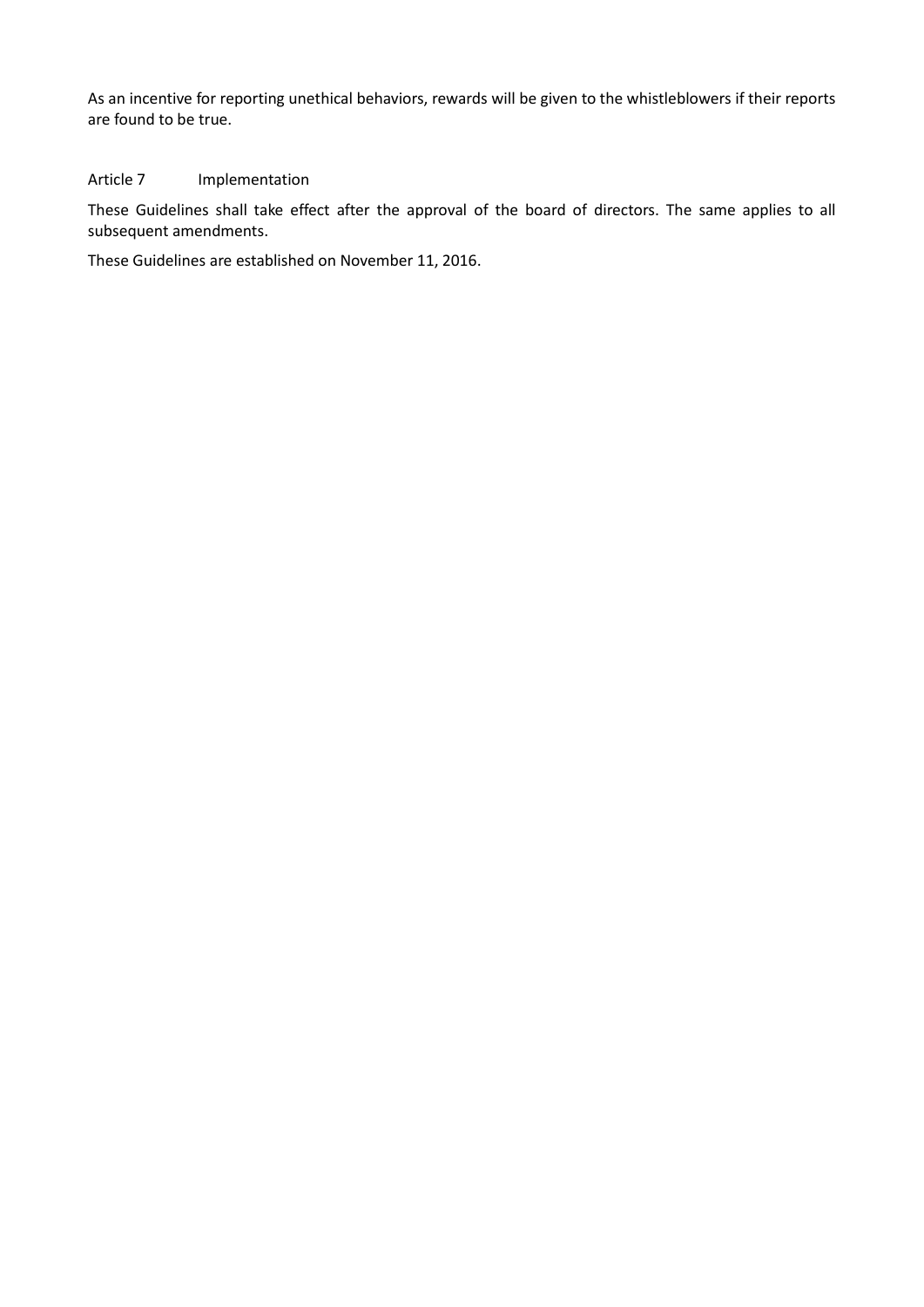As an incentive for reporting unethical behaviors, rewards will be given to the whistleblowers if their reports are found to be true.

## Article 7 Implementation

These Guidelines shall take effect after the approval of the board of directors. The same applies to all subsequent amendments.

These Guidelines are established on November 11, 2016.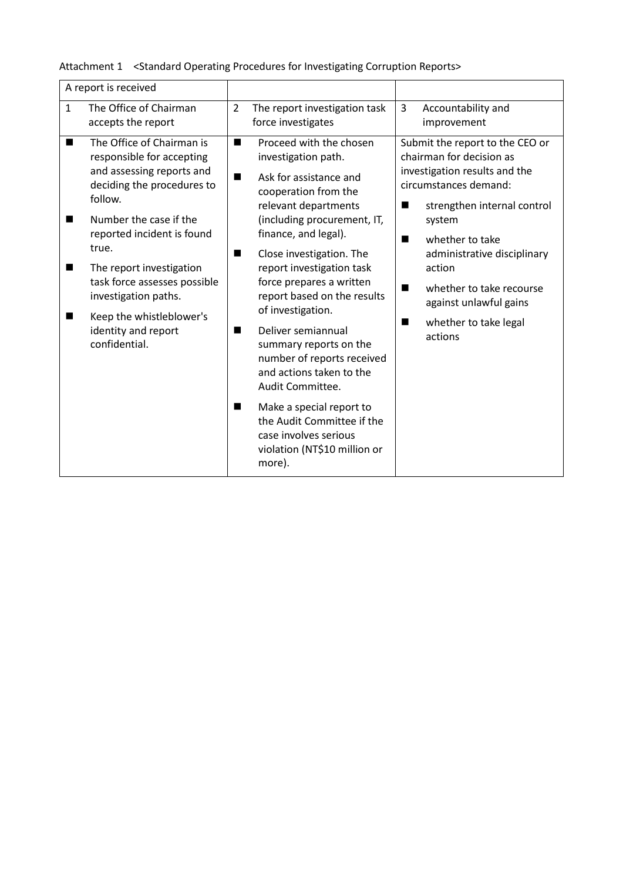Attachment 1 <Standard Operating Procedures for Investigating Corruption Reports>

| A report is received | | |
|---|---|---|
| 1 The Office of Chairman accepts the report | 2 The report investigation task force investigates | 3 Accountability and improvement |
| ■ The Office of Chairman is responsible for accepting and assessing reports and deciding the procedures to follow.<br>■ Number the case if the reported incident is found true.<br>■ The report investigation task force assesses possible investigation paths.<br>■ Keep the whistleblower's identity and report confidential. | ■ Proceed with the chosen investigation path.<br>■ Ask for assistance and cooperation from the relevant departments (including procurement, IT, finance, and legal).<br>■ Close investigation. The report investigation task force prepares a written report based on the results of investigation.<br>■ Deliver semiannual summary reports on the number of reports received and actions taken to the Audit Committee.<br>■ Make a special report to the Audit Committee if the case involves serious violation (NT$10 million or more). | Submit the report to the CEO or chairman for decision as investigation results and the circumstances demand:<br>■ strengthen internal control system<br>■ whether to take administrative disciplinary action<br>■ whether to take recourse against unlawful gains<br>■ whether to take legal actions |